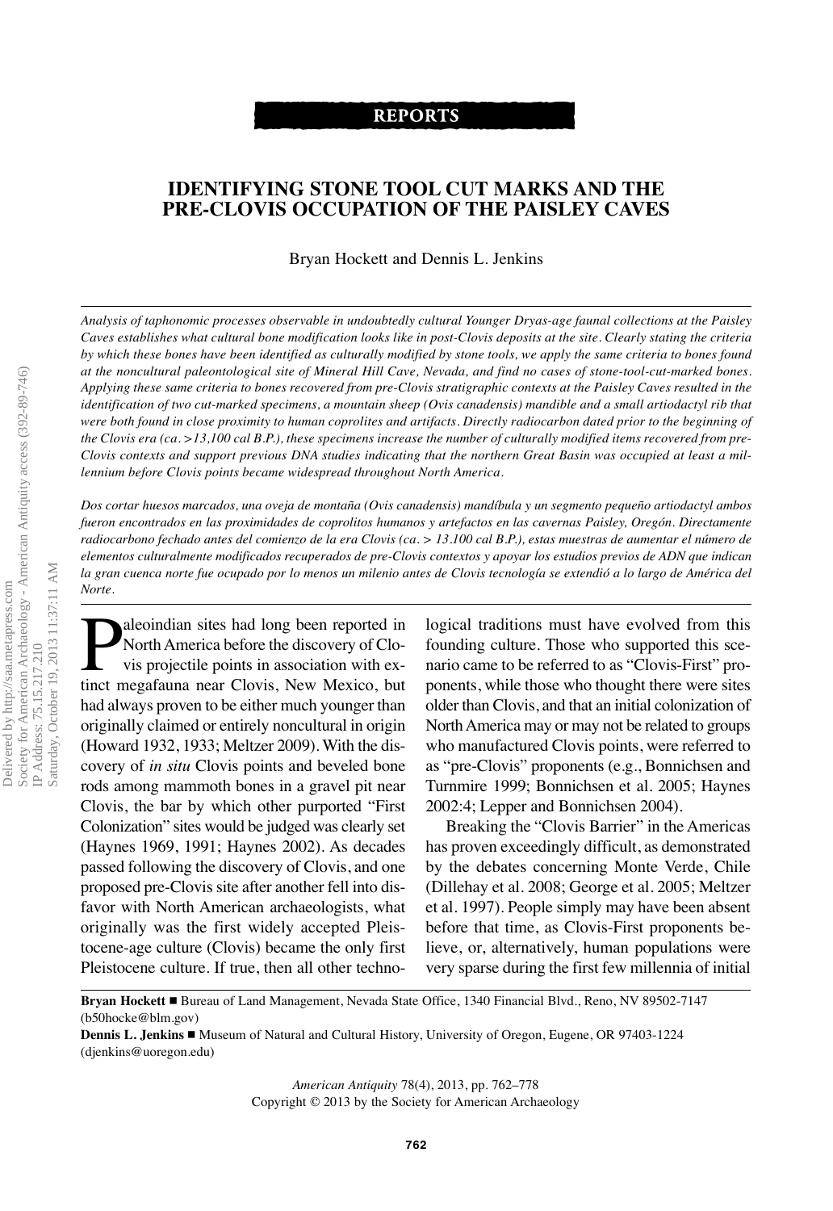REPORTS

# IDENTIFYING STONE TOOL CUT MARKS AND THE PRE-CLOVIS OCCUPATION OF THE PAISLEY CAVES

Bryan Hockett and Dennis L. Jenkins

*Analysis of taphonomic processes observable in undoubtedly cultural Younger Dryas-age faunal collections at the Paisley Caves establishes what cultural bone modification looks like in post-Clovis deposits at the site. Clearly stating the criteria by which these bones have been identified as culturally modified by stone tools, we apply the same criteria to bones found at the noncultural paleontological site of Mineral Hill Cave, Nevada, and find no cases of stone-tool-cut-marked bones. Applying these same criteria to bones recovered from pre-Clovis stratigraphic contexts at the Paisley Caves resulted in the identification of two cut-marked specimens, a mountain sheep (Ovis canadensis) mandible and a small artiodactyl rib that were both found in close proximity to human coprolites and artifacts. Directly radiocarbon dated prior to the beginning of the Clovis era (ca. >13,100 cal B.P.), these specimens increase the number of culturally modified items recovered from pre-Clovis contexts and support previous DNA studies indicating that the northern Great Basin was occupied at least a millennium before Clovis points became widespread throughout North America.*

*Dos cortar huesos marcados, una oveja de montaña (Ovis canadensis) mandíbula y un segmento pequeño artiodactyl ambos fueron encontrados en las proximidades de coprolitos humanos y artefactos en las cavernas Paisley, Oregón. Directamente radiocarbono fechado antes del comienzo de la era Clovis (ca. > 13.100 cal B.P.), estas muestras de aumentar el número de elementos culturalmente modificados recuperados de pre-Clovis contextos y apoyar los estudios previos de ADN que indican la gran cuenca norte fue ocupado por lo menos un milenio antes de Clovis tecnología se extendió a lo largo de América del Norte.*

Paleoindian sites had long been reported in North America before the discovery of Clovis projectile points in association with extinct megafauna near Clovis, New Mexico, but had always proven to be either much younger than originally claimed or entirely noncultural in origin (Howard 1932, 1933; Meltzer 2009). With the discovery of *in situ* Clovis points and beveled bone rods among mammoth bones in a gravel pit near Clovis, the bar by which other purported "First Colonization" sites would be judged was clearly set (Haynes 1969, 1991; Haynes 2002). As decades passed following the discovery of Clovis, and one proposed pre-Clovis site after another fell into disfavor with North American archaeologists, what originally was the first widely accepted Pleistocene-age culture (Clovis) became the only first Pleistocene culture. If true, then all other technological traditions must have evolved from this founding culture. Those who supported this scenario came to be referred to as "Clovis-First" proponents, while those who thought there were sites older than Clovis, and that an initial colonization of North America may or may not be related to groups who manufactured Clovis points, were referred to as "pre-Clovis" proponents (e.g., Bonnichsen and Turnmire 1999; Bonnichsen et al. 2005; Haynes 2002:4; Lepper and Bonnichsen 2004).

Breaking the "Clovis Barrier" in the Americas has proven exceedingly difficult, as demonstrated by the debates concerning Monte Verde, Chile (Dillehay et al. 2008; George et al. 2005; Meltzer et al. 1997). People simply may have been absent before that time, as Clovis-First proponents believe, or, alternatively, human populations were very sparse during the first few millennia of initial

**Bryan Hockett** ■ Bureau of Land Management, Nevada State Office, 1340 Financial Blvd., Reno, NV 89502-7147 (b50hocke@blm.gov)

**Dennis L. Jenkins** ■ Museum of Natural and Cultural History, University of Oregon, Eugene, OR 97403-1224 (djenkins@uoregon.edu)

*American Antiquity* 78(4), 2013, pp. 762–778
Copyright © 2013 by the Society for American Archaeology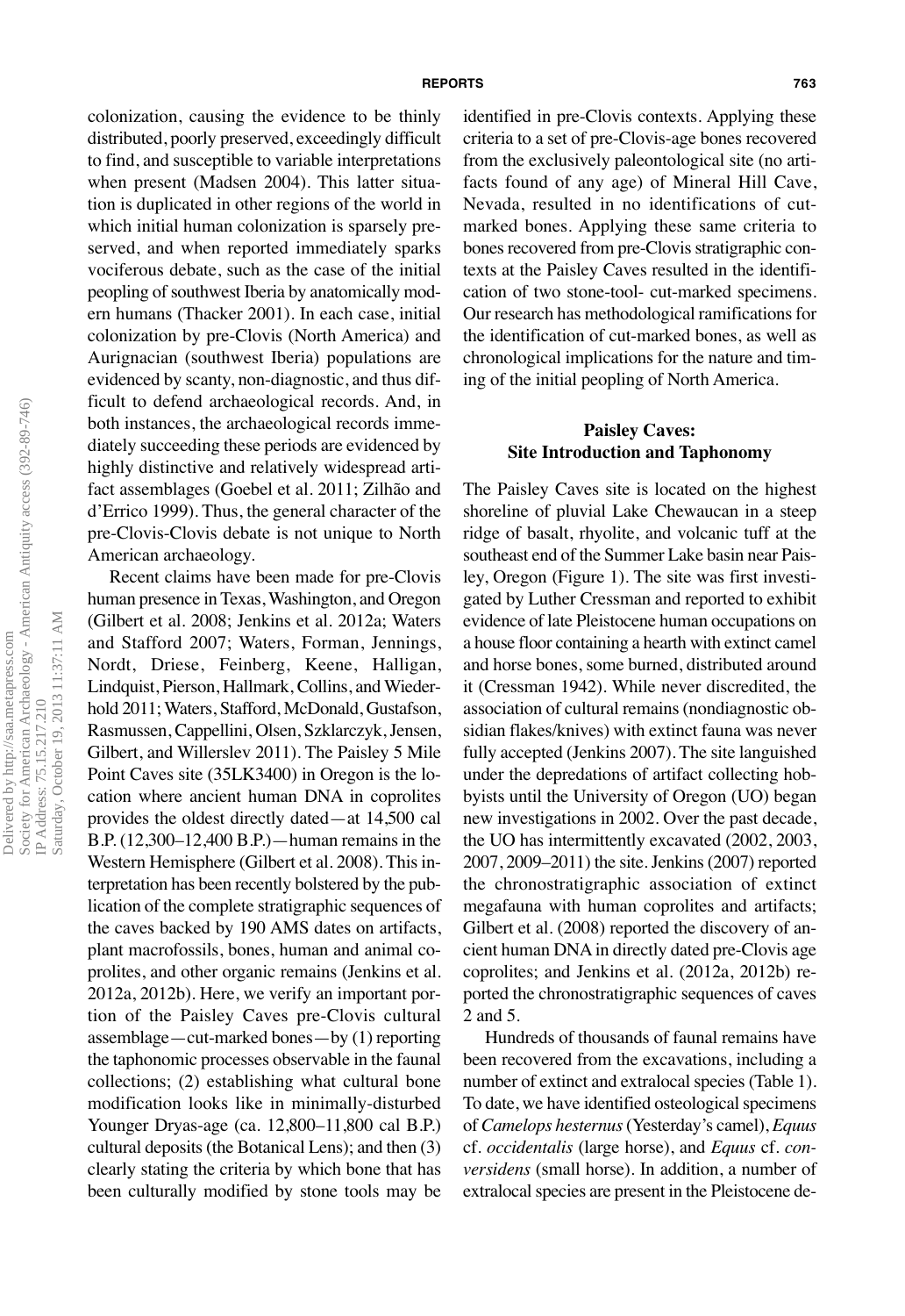colonization, causing the evidence to be thinly distributed, poorly preserved, exceedingly difficult to find, and susceptible to variable interpretations when present (Madsen 2004). This latter situation is duplicated in other regions of the world in which initial human colonization is sparsely preserved, and when reported immediately sparks vociferous debate, such as the case of the initial peopling of southwest Iberia by anatomically modern humans (Thacker 2001). In each case, initial colonization by pre-Clovis (North America) and Aurignacian (southwest Iberia) populations are evidenced by scanty, non-diagnostic, and thus difficult to defend archaeological records. And, in both instances, the archaeological records immediately succeeding these periods are evidenced by highly distinctive and relatively widespread artifact assemblages (Goebel et al. 2011; Zilhão and d'Errico 1999). Thus, the general character of the pre-Clovis-Clovis debate is not unique to North American archaeology.

Recent claims have been made for pre-Clovis human presence in Texas, Washington, and Oregon (Gilbert et al. 2008; Jenkins et al. 2012a; Waters and Stafford 2007; Waters, Forman, Jennings, Nordt, Driese, Feinberg, Keene, Halligan, Lindquist, Pierson, Hallmark, Collins, and Wiederhold 2011; Waters, Stafford, McDonald, Gustafson, Rasmussen, Cappellini, Olsen, Szklarczyk, Jensen, Gilbert, and Willerslev 2011). The Paisley 5 Mile Point Caves site (35LK3400) in Oregon is the location where ancient human DNA in coprolites provides the oldest directly dated—at 14,500 cal B.P. (12,300–12,400 B.P.)—human remains in the Western Hemisphere (Gilbert et al. 2008). This interpretation has been recently bolstered by the publication of the complete stratigraphic sequences of the caves backed by 190 AMS dates on artifacts, plant macrofossils, bones, human and animal coprolites, and other organic remains (Jenkins et al. 2012a, 2012b). Here, we verify an important portion of the Paisley Caves pre-Clovis cultural assemblage—cut-marked bones—by (1) reporting the taphonomic processes observable in the faunal collections; (2) establishing what cultural bone modification looks like in minimally-disturbed Younger Dryas-age (ca. 12,800–11,800 cal B.P.) cultural deposits (the Botanical Lens); and then (3) clearly stating the criteria by which bone that has been culturally modified by stone tools may be identified in pre-Clovis contexts. Applying these criteria to a set of pre-Clovis-age bones recovered from the exclusively paleontological site (no artifacts found of any age) of Mineral Hill Cave, Nevada, resulted in no identifications of cut-marked bones. Applying these same criteria to bones recovered from pre-Clovis stratigraphic contexts at the Paisley Caves resulted in the identification of two stone-tool- cut-marked specimens. Our research has methodological ramifications for the identification of cut-marked bones, as well as chronological implications for the nature and timing of the initial peopling of North America.

## Paisley Caves: Site Introduction and Taphonomy

The Paisley Caves site is located on the highest shoreline of pluvial Lake Chewaucan in a steep ridge of basalt, rhyolite, and volcanic tuff at the southeast end of the Summer Lake basin near Paisley, Oregon (Figure 1). The site was first investigated by Luther Cressman and reported to exhibit evidence of late Pleistocene human occupations on a house floor containing a hearth with extinct camel and horse bones, some burned, distributed around it (Cressman 1942). While never discredited, the association of cultural remains (nondiagnostic obsidian flakes/knives) with extinct fauna was never fully accepted (Jenkins 2007). The site languished under the depredations of artifact collecting hobbyists until the University of Oregon (UO) began new investigations in 2002. Over the past decade, the UO has intermittently excavated (2002, 2003, 2007, 2009–2011) the site. Jenkins (2007) reported the chronostratigraphic association of extinct megafauna with human coprolites and artifacts; Gilbert et al. (2008) reported the discovery of ancient human DNA in directly dated pre-Clovis age coprolites; and Jenkins et al. (2012a, 2012b) reported the chronostratigraphic sequences of caves 2 and 5.

Hundreds of thousands of faunal remains have been recovered from the excavations, including a number of extinct and extralocal species (Table 1). To date, we have identified osteological specimens of *Camelops hesternus* (Yesterday's camel), *Equus* cf. *occidentalis* (large horse), and *Equus* cf. *conversidens* (small horse). In addition, a number of extralocal species are present in the Pleistocene de-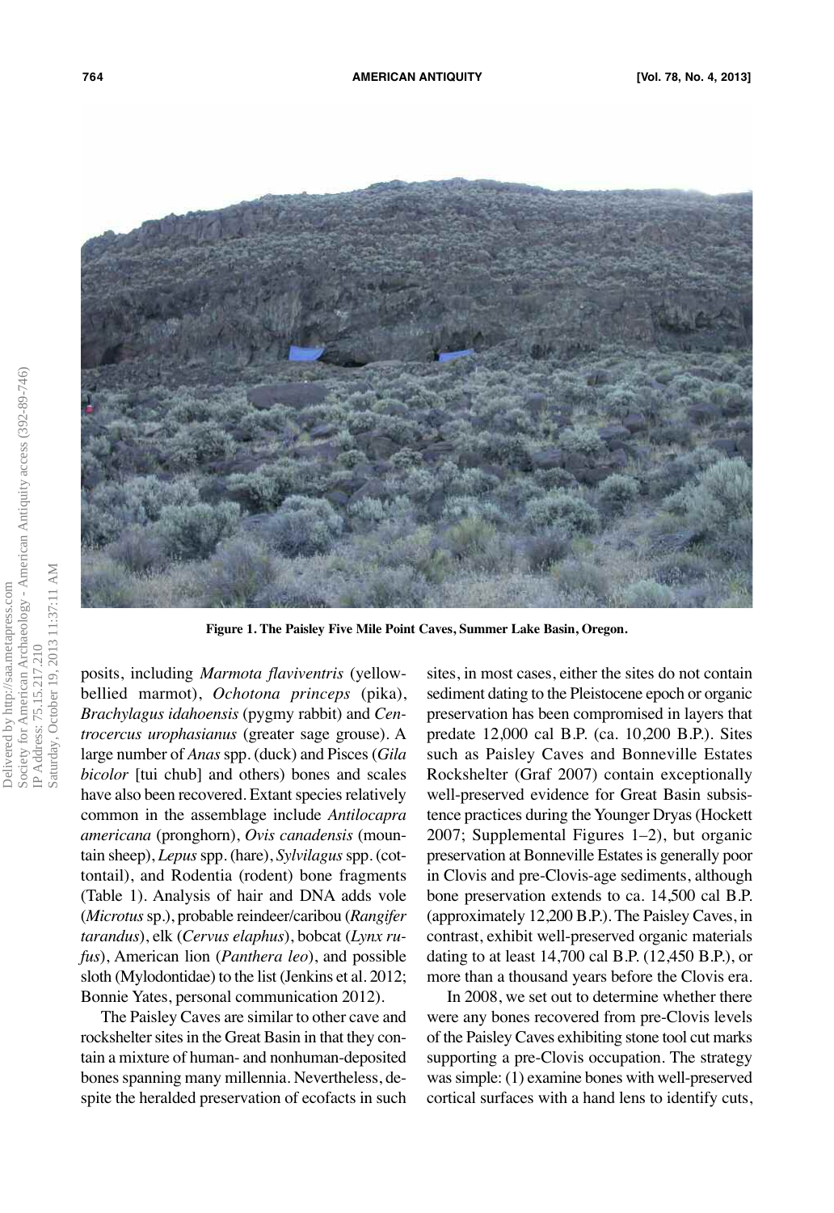Figure 1. The Paisley Five Mile Point Caves, Summer Lake Basin, Oregon.

posits, including *Marmota flaviventris* (yellow-bellied marmot), *Ochotona princeps* (pika), *Brachylagus idahoensis* (pygmy rabbit) and *Centrocercus urophasianus* (greater sage grouse). A large number of *Anas* spp. (duck) and Pisces (*Gila bicolor* [tui chub] and others) bones and scales have also been recovered. Extant species relatively common in the assemblage include *Antilocapra americana* (pronghorn), *Ovis canadensis* (mountain sheep), *Lepus* spp. (hare), *Sylvilagus* spp. (cottontail), and Rodentia (rodent) bone fragments (Table 1). Analysis of hair and DNA adds vole (*Microtus* sp.), probable reindeer/caribou (*Rangifer tarandus*), elk (*Cervus elaphus*), bobcat (*Lynx rufus*), American lion (*Panthera leo*), and possible sloth (Mylodontidae) to the list (Jenkins et al. 2012; Bonnie Yates, personal communication 2012).

The Paisley Caves are similar to other cave and rockshelter sites in the Great Basin in that they contain a mixture of human- and nonhuman-deposited bones spanning many millennia. Nevertheless, despite the heralded preservation of ecofacts in such sites, in most cases, either the sites do not contain sediment dating to the Pleistocene epoch or organic preservation has been compromised in layers that predate 12,000 cal B.P. (ca. 10,200 B.P.). Sites such as Paisley Caves and Bonneville Estates Rockshelter (Graf 2007) contain exceptionally well-preserved evidence for Great Basin subsistence practices during the Younger Dryas (Hockett 2007; Supplemental Figures 1–2), but organic preservation at Bonneville Estates is generally poor in Clovis and pre-Clovis-age sediments, although bone preservation extends to ca. 14,500 cal B.P. (approximately 12,200 B.P.). The Paisley Caves, in contrast, exhibit well-preserved organic materials dating to at least 14,700 cal B.P. (12,450 B.P.), or more than a thousand years before the Clovis era.

In 2008, we set out to determine whether there were any bones recovered from pre-Clovis levels of the Paisley Caves exhibiting stone tool cut marks supporting a pre-Clovis occupation. The strategy was simple: (1) examine bones with well-preserved cortical surfaces with a hand lens to identify cuts,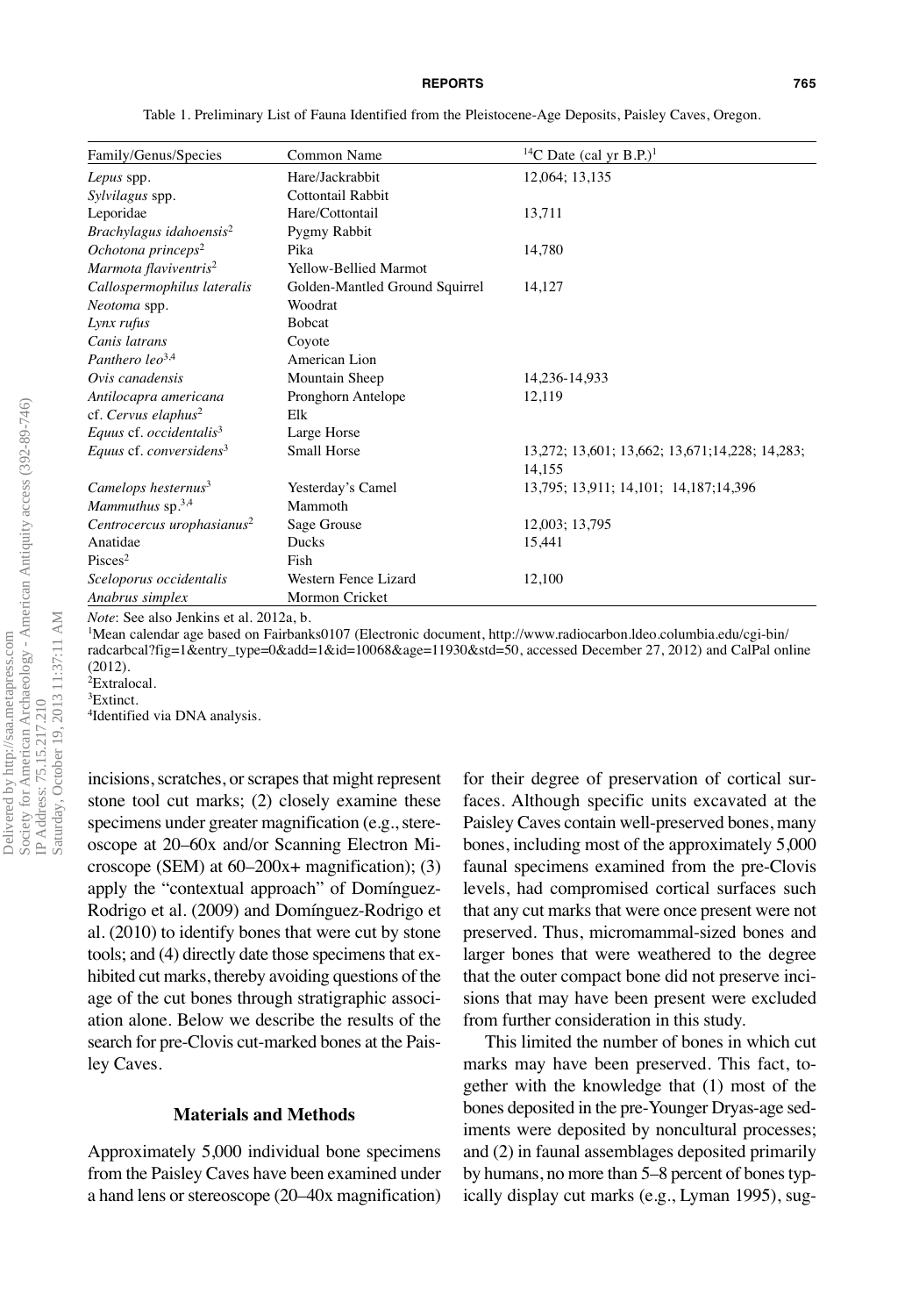Table 1. Preliminary List of Fauna Identified from the Pleistocene-Age Deposits, Paisley Caves, Oregon.

| Family/Genus/Species | Common Name | $^{14}$C Date (cal yr B.P.)[1] |
|---|---|---|
| *Lepus* spp. | Hare/Jackrabbit | 12,064; 13,135 |
| *Sylvilagus* spp. | Cottontail Rabbit | |
| Leporidae | Hare/Cottontail | 13,711 |
| *Brachylagus idahoensis*[2] | Pygmy Rabbit | |
| *Ochotona princeps*[2] | Pika | 14,780 |
| *Marmota flaviventris*[2] | Yellow-Bellied Marmot | |
| *Callospermophilus lateralis* | Golden-Mantled Ground Squirrel | 14,127 |
| *Neotoma* spp. | Woodrat | |
| *Lynx rufus* | Bobcat | |
| *Canis latrans* | Coyote | |
| *Panthero leo*[3,4] | American Lion | |
| *Ovis canadensis* | Mountain Sheep | 14,236-14,933 |
| *Antilocapra americana* | Pronghorn Antelope | 12,119 |
| cf. *Cervus elaphus*[2] | Elk | |
| *Equus* cf. *occidentalis*[3] | Large Horse | |
| *Equus* cf. *conversidens*[3] | Small Horse | 13,272; 13,601; 13,662; 13,671;14,228; 14,283; 14,155 |
| *Camelops hesternus*[3] | Yesterday's Camel | 13,795; 13,911; 14,101; 14,187;14,396 |
| *Mammuthus* sp.[3,4] | Mammoth | |
| *Centrocercus urophasianus*[2] | Sage Grouse | 12,003; 13,795 |
| Anatidae | Ducks | 15,441 |
| Pisces[2] | Fish | |
| *Sceloporus occidentalis* | Western Fence Lizard | 12,100 |
| *Anabrus simplex* | Mormon Cricket | |

*Note*: See also Jenkins et al. 2012a, b.

[1]Mean calendar age based on Fairbanks0107 (Electronic document, http://www.radiocarbon.ldeo.columbia.edu/cgi-bin/radcarbcal?fig=1&entry_type=0&add=1&id=10068&age=11930&std=50, accessed December 27, 2012) and CalPal online (2012).

[2]Extralocal.

[3]Extinct.

[4]Identified via DNA analysis.

incisions, scratches, or scrapes that might represent stone tool cut marks; (2) closely examine these specimens under greater magnification (e.g., stereoscope at 20–60x and/or Scanning Electron Microscope (SEM) at 60–200x+ magnification); (3) apply the "contextual approach" of Domínguez-Rodrigo et al. (2009) and Domínguez-Rodrigo et al. (2010) to identify bones that were cut by stone tools; and (4) directly date those specimens that exhibited cut marks, thereby avoiding questions of the age of the cut bones through stratigraphic association alone. Below we describe the results of the search for pre-Clovis cut-marked bones at the Paisley Caves.

## Materials and Methods

Approximately 5,000 individual bone specimens from the Paisley Caves have been examined under a hand lens or stereoscope (20–40x magnification) for their degree of preservation of cortical surfaces. Although specific units excavated at the Paisley Caves contain well-preserved bones, many bones, including most of the approximately 5,000 faunal specimens examined from the pre-Clovis levels, had compromised cortical surfaces such that any cut marks that were once present were not preserved. Thus, micromammal-sized bones and larger bones that were weathered to the degree that the outer compact bone did not preserve incisions that may have been present were excluded from further consideration in this study.

This limited the number of bones in which cut marks may have been preserved. This fact, together with the knowledge that (1) most of the bones deposited in the pre-Younger Dryas-age sediments were deposited by noncultural processes; and (2) in faunal assemblages deposited primarily by humans, no more than 5–8 percent of bones typically display cut marks (e.g., Lyman 1995), sug-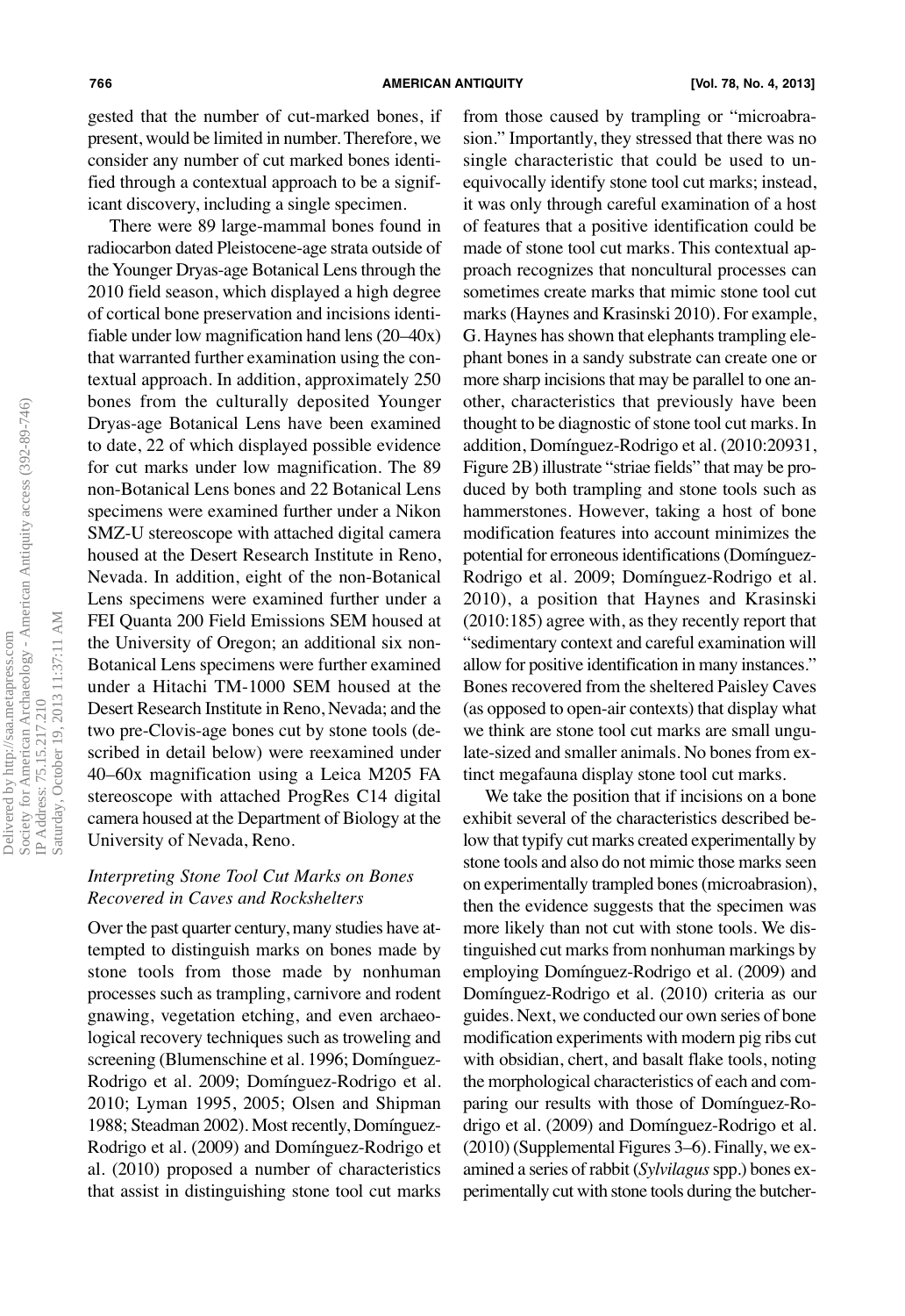gested that the number of cut-marked bones, if present, would be limited in number. Therefore, we consider any number of cut marked bones identified through a contextual approach to be a significant discovery, including a single specimen.

There were 89 large-mammal bones found in radiocarbon dated Pleistocene-age strata outside of the Younger Dryas-age Botanical Lens through the 2010 field season, which displayed a high degree of cortical bone preservation and incisions identifiable under low magnification hand lens (20–40x) that warranted further examination using the contextual approach. In addition, approximately 250 bones from the culturally deposited Younger Dryas-age Botanical Lens have been examined to date, 22 of which displayed possible evidence for cut marks under low magnification. The 89 non-Botanical Lens bones and 22 Botanical Lens specimens were examined further under a Nikon SMZ-U stereoscope with attached digital camera housed at the Desert Research Institute in Reno, Nevada. In addition, eight of the non-Botanical Lens specimens were examined further under a FEI Quanta 200 Field Emissions SEM housed at the University of Oregon; an additional six non-Botanical Lens specimens were further examined under a Hitachi TM-1000 SEM housed at the Desert Research Institute in Reno, Nevada; and the two pre-Clovis-age bones cut by stone tools (described in detail below) were reexamined under 40–60x magnification using a Leica M205 FA stereoscope with attached ProgRes C14 digital camera housed at the Department of Biology at the University of Nevada, Reno.

### *Interpreting Stone Tool Cut Marks on Bones Recovered in Caves and Rockshelters*

Over the past quarter century, many studies have attempted to distinguish marks on bones made by stone tools from those made by nonhuman processes such as trampling, carnivore and rodent gnawing, vegetation etching, and even archaeological recovery techniques such as troweling and screening (Blumenschine et al. 1996; Domínguez-Rodrigo et al. 2009; Domínguez-Rodrigo et al. 2010; Lyman 1995, 2005; Olsen and Shipman 1988; Steadman 2002). Most recently, Domínguez-Rodrigo et al. (2009) and Domínguez-Rodrigo et al. (2010) proposed a number of characteristics that assist in distinguishing stone tool cut marks from those caused by trampling or "microabrasion." Importantly, they stressed that there was no single characteristic that could be used to unequivocally identify stone tool cut marks; instead, it was only through careful examination of a host of features that a positive identification could be made of stone tool cut marks. This contextual approach recognizes that noncultural processes can sometimes create marks that mimic stone tool cut marks (Haynes and Krasinski 2010). For example, G. Haynes has shown that elephants trampling elephant bones in a sandy substrate can create one or more sharp incisions that may be parallel to one another, characteristics that previously have been thought to be diagnostic of stone tool cut marks. In addition, Domínguez-Rodrigo et al. (2010:20931, Figure 2B) illustrate "striae fields" that may be produced by both trampling and stone tools such as hammerstones. However, taking a host of bone modification features into account minimizes the potential for erroneous identifications (Domínguez-Rodrigo et al. 2009; Domínguez-Rodrigo et al. 2010), a position that Haynes and Krasinski (2010:185) agree with, as they recently report that "sedimentary context and careful examination will allow for positive identification in many instances." Bones recovered from the sheltered Paisley Caves (as opposed to open-air contexts) that display what we think are stone tool cut marks are small ungulate-sized and smaller animals. No bones from extinct megafauna display stone tool cut marks.

We take the position that if incisions on a bone exhibit several of the characteristics described below that typify cut marks created experimentally by stone tools and also do not mimic those marks seen on experimentally trampled bones (microabrasion), then the evidence suggests that the specimen was more likely than not cut with stone tools. We distinguished cut marks from nonhuman markings by employing Domínguez-Rodrigo et al. (2009) and Domínguez-Rodrigo et al. (2010) criteria as our guides. Next, we conducted our own series of bone modification experiments with modern pig ribs cut with obsidian, chert, and basalt flake tools, noting the morphological characteristics of each and comparing our results with those of Domínguez-Rodrigo et al. (2009) and Domínguez-Rodrigo et al. (2010) (Supplemental Figures 3–6). Finally, we examined a series of rabbit (*Sylvilagus* spp.) bones experimentally cut with stone tools during the butcher-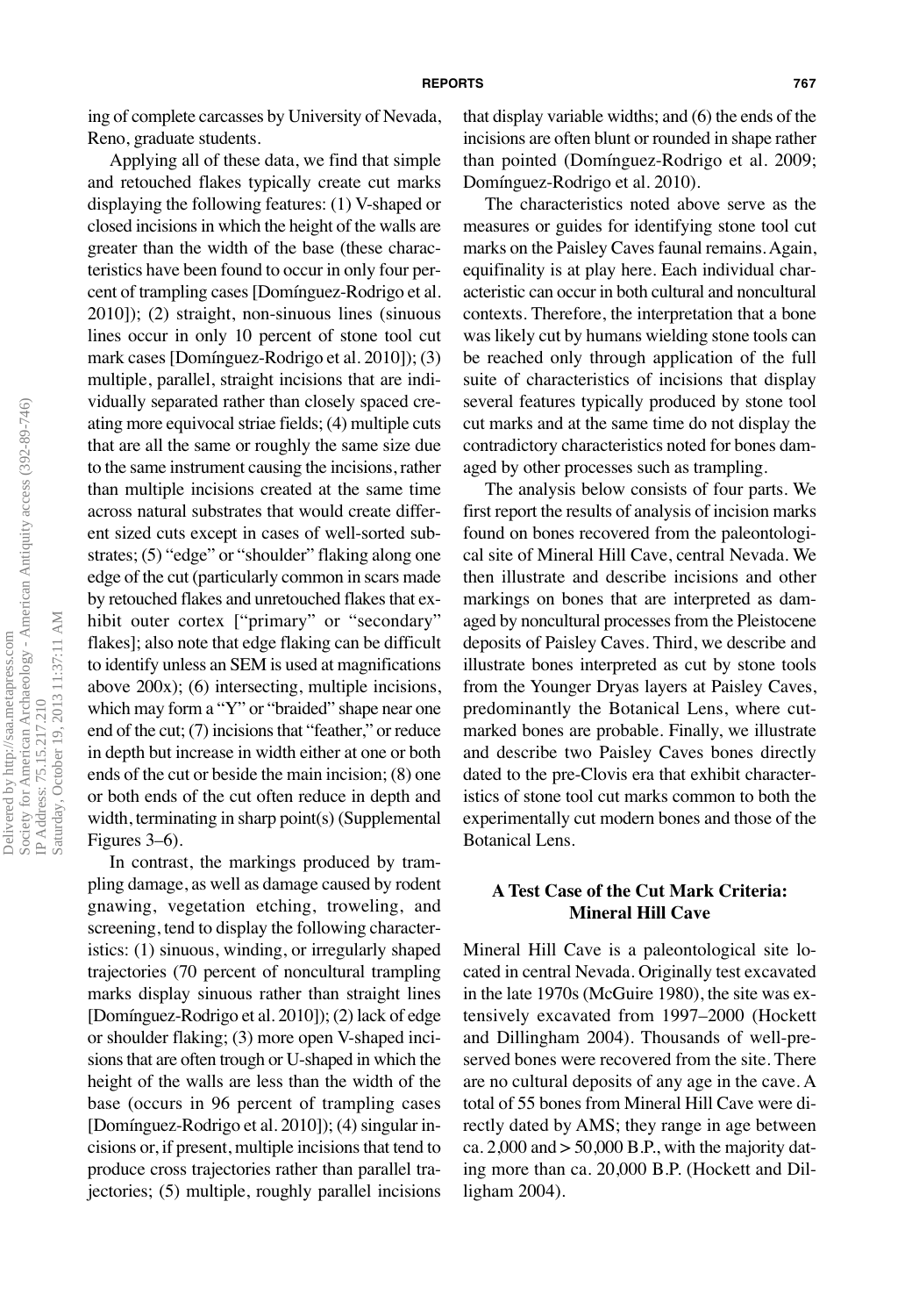ing of complete carcasses by University of Nevada, Reno, graduate students.

Applying all of these data, we find that simple and retouched flakes typically create cut marks displaying the following features: (1) V-shaped or closed incisions in which the height of the walls are greater than the width of the base (these characteristics have been found to occur in only four percent of trampling cases [Domínguez-Rodrigo et al. 2010]); (2) straight, non-sinuous lines (sinuous lines occur in only 10 percent of stone tool cut mark cases [Domínguez-Rodrigo et al. 2010]); (3) multiple, parallel, straight incisions that are individually separated rather than closely spaced creating more equivocal striae fields; (4) multiple cuts that are all the same or roughly the same size due to the same instrument causing the incisions, rather than multiple incisions created at the same time across natural substrates that would create different sized cuts except in cases of well-sorted substrates; (5) "edge" or "shoulder" flaking along one edge of the cut (particularly common in scars made by retouched flakes and unretouched flakes that exhibit outer cortex ["primary" or "secondary" flakes]; also note that edge flaking can be difficult to identify unless an SEM is used at magnifications above 200x); (6) intersecting, multiple incisions, which may form a "Y" or "braided" shape near one end of the cut; (7) incisions that "feather," or reduce in depth but increase in width either at one or both ends of the cut or beside the main incision; (8) one or both ends of the cut often reduce in depth and width, terminating in sharp point(s) (Supplemental Figures 3–6).

In contrast, the markings produced by trampling damage, as well as damage caused by rodent gnawing, vegetation etching, troweling, and screening, tend to display the following characteristics: (1) sinuous, winding, or irregularly shaped trajectories (70 percent of noncultural trampling marks display sinuous rather than straight lines [Domínguez-Rodrigo et al. 2010]); (2) lack of edge or shoulder flaking; (3) more open V-shaped incisions that are often trough or U-shaped in which the height of the walls are less than the width of the base (occurs in 96 percent of trampling cases [Domínguez-Rodrigo et al. 2010]); (4) singular incisions or, if present, multiple incisions that tend to produce cross trajectories rather than parallel trajectories; (5) multiple, roughly parallel incisions that display variable widths; and (6) the ends of the incisions are often blunt or rounded in shape rather than pointed (Domínguez-Rodrigo et al. 2009; Domínguez-Rodrigo et al. 2010).

The characteristics noted above serve as the measures or guides for identifying stone tool cut marks on the Paisley Caves faunal remains. Again, equifinality is at play here. Each individual characteristic can occur in both cultural and noncultural contexts. Therefore, the interpretation that a bone was likely cut by humans wielding stone tools can be reached only through application of the full suite of characteristics of incisions that display several features typically produced by stone tool cut marks and at the same time do not display the contradictory characteristics noted for bones damaged by other processes such as trampling.

The analysis below consists of four parts. We first report the results of analysis of incision marks found on bones recovered from the paleontological site of Mineral Hill Cave, central Nevada. We then illustrate and describe incisions and other markings on bones that are interpreted as damaged by noncultural processes from the Pleistocene deposits of Paisley Caves. Third, we describe and illustrate bones interpreted as cut by stone tools from the Younger Dryas layers at Paisley Caves, predominantly the Botanical Lens, where cut-marked bones are probable. Finally, we illustrate and describe two Paisley Caves bones directly dated to the pre-Clovis era that exhibit characteristics of stone tool cut marks common to both the experimentally cut modern bones and those of the Botanical Lens.

## A Test Case of the Cut Mark Criteria: Mineral Hill Cave

Mineral Hill Cave is a paleontological site located in central Nevada. Originally test excavated in the late 1970s (McGuire 1980), the site was extensively excavated from 1997–2000 (Hockett and Dillingham 2004). Thousands of well-preserved bones were recovered from the site. There are no cultural deposits of any age in the cave. A total of 55 bones from Mineral Hill Cave were directly dated by AMS; they range in age between ca. 2,000 and > 50,000 B.P., with the majority dating more than ca. 20,000 B.P. (Hockett and Dilligham 2004).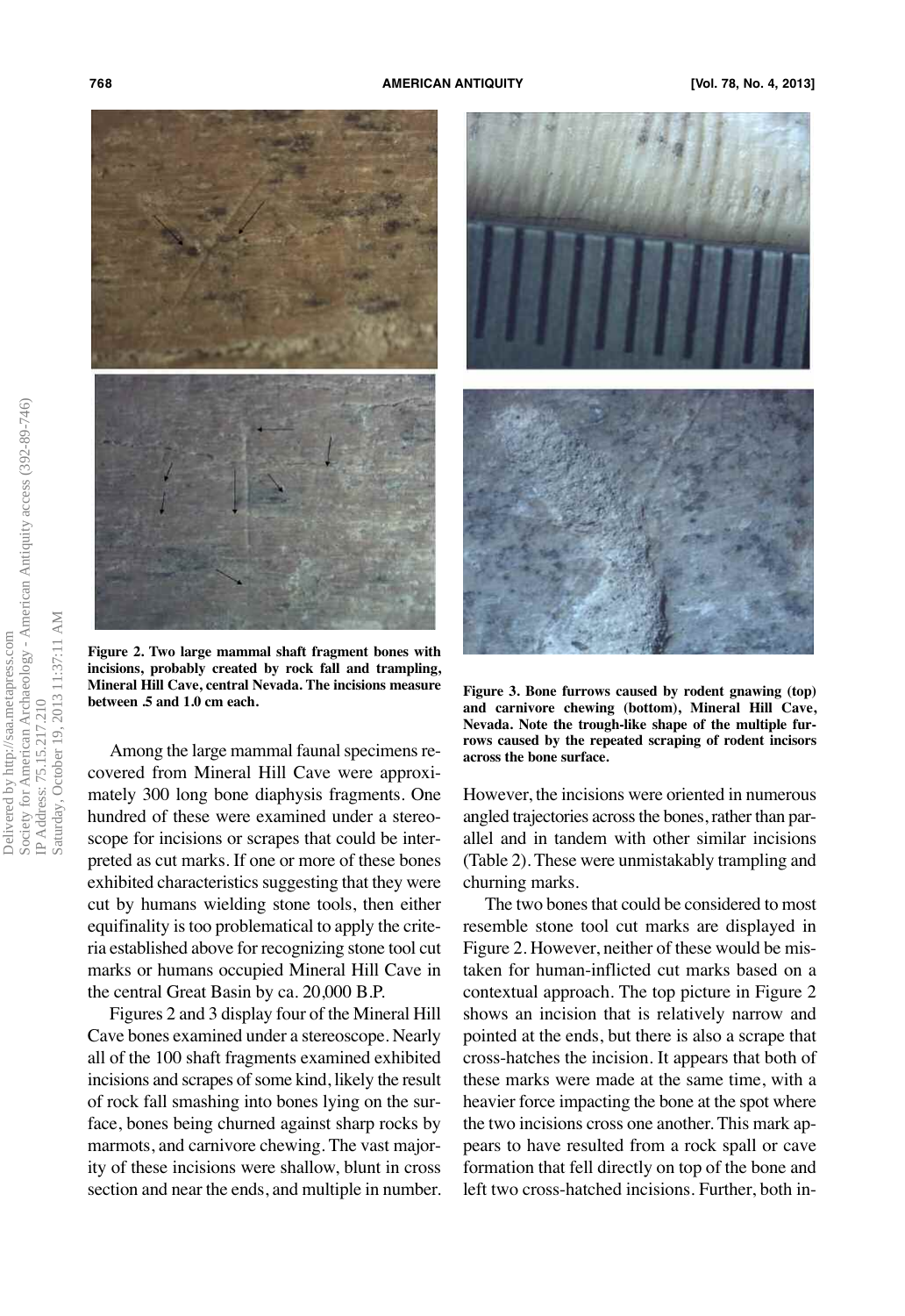Figure 2. Two large mammal shaft fragment bones with incisions, probably created by rock fall and trampling, Mineral Hill Cave, central Nevada. The incisions measure between .5 and 1.0 cm each.

Figure 3. Bone furrows caused by rodent gnawing (top) and carnivore chewing (bottom), Mineral Hill Cave, Nevada. Note the trough-like shape of the multiple furrows caused by the repeated scraping of rodent incisors across the bone surface.

Among the large mammal faunal specimens recovered from Mineral Hill Cave were approximately 300 long bone diaphysis fragments. One hundred of these were examined under a stereoscope for incisions or scrapes that could be interpreted as cut marks. If one or more of these bones exhibited characteristics suggesting that they were cut by humans wielding stone tools, then either equifinality is too problematical to apply the criteria established above for recognizing stone tool cut marks or humans occupied Mineral Hill Cave in the central Great Basin by ca. 20,000 B.P.

Figures 2 and 3 display four of the Mineral Hill Cave bones examined under a stereoscope. Nearly all of the 100 shaft fragments examined exhibited incisions and scrapes of some kind, likely the result of rock fall smashing into bones lying on the surface, bones being churned against sharp rocks by marmots, and carnivore chewing. The vast majority of these incisions were shallow, blunt in cross section and near the ends, and multiple in number. However, the incisions were oriented in numerous angled trajectories across the bones, rather than parallel and in tandem with other similar incisions (Table 2). These were unmistakably trampling and churning marks.

The two bones that could be considered to most resemble stone tool cut marks are displayed in Figure 2. However, neither of these would be mistaken for human-inflicted cut marks based on a contextual approach. The top picture in Figure 2 shows an incision that is relatively narrow and pointed at the ends, but there is also a scrape that cross-hatches the incision. It appears that both of these marks were made at the same time, with a heavier force impacting the bone at the spot where the two incisions cross one another. This mark appears to have resulted from a rock spall or cave formation that fell directly on top of the bone and left two cross-hatched incisions. Further, both in-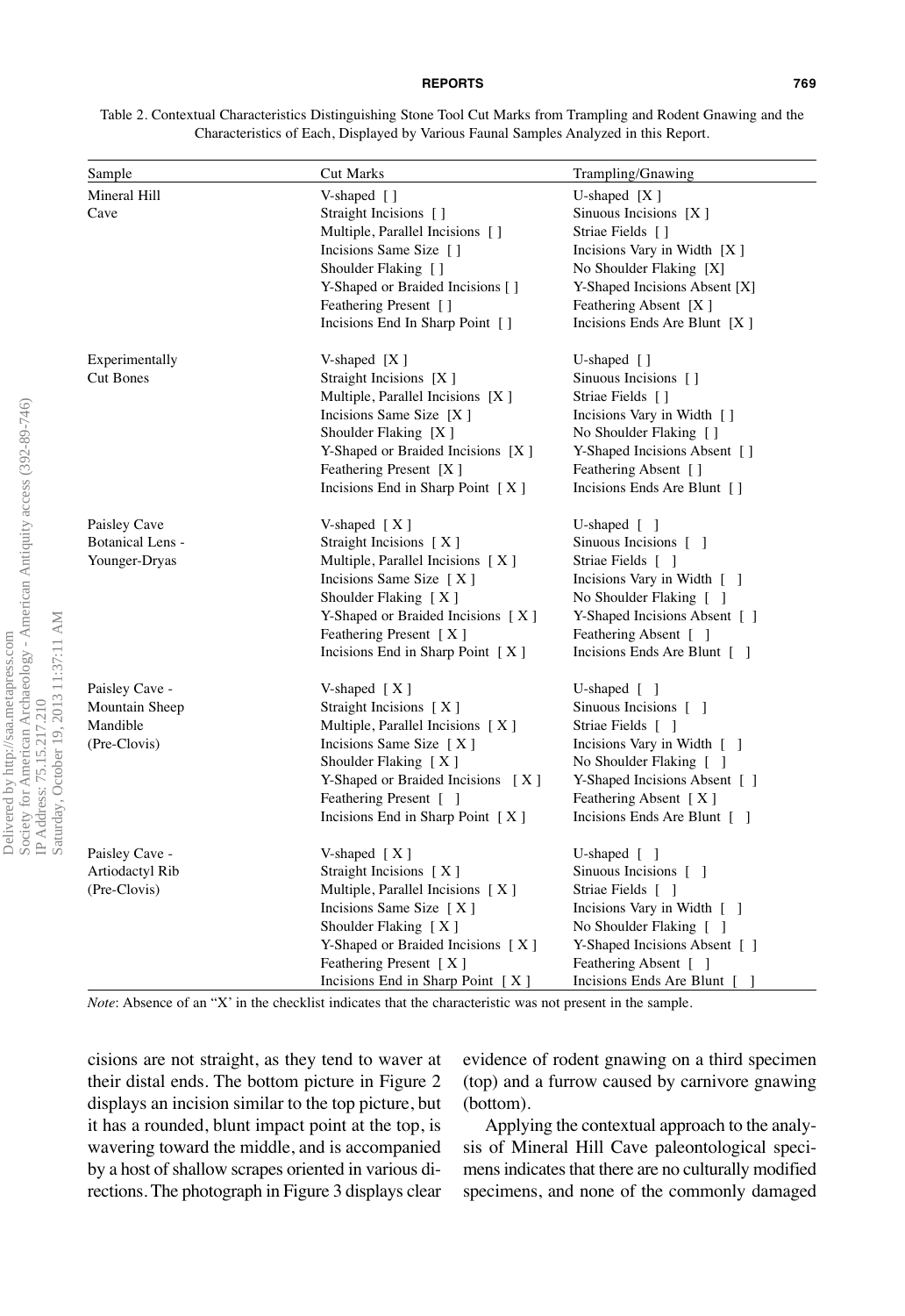Table 2. Contextual Characteristics Distinguishing Stone Tool Cut Marks from Trampling and Rodent Gnawing and the Characteristics of Each, Displayed by Various Faunal Samples Analyzed in this Report.

| Sample | Cut Marks | Trampling/Gnawing |
|---|---|---|
| Mineral Hill Cave | V-shaped [ ] | U-shaped [X ] |
| | Straight Incisions [ ] | Sinuous Incisions [X ] |
| | Multiple, Parallel Incisions [ ] | Striae Fields [ ] |
| | Incisions Same Size [ ] | Incisions Vary in Width [X ] |
| | Shoulder Flaking [ ] | No Shoulder Flaking [X] |
| | Y-Shaped or Braided Incisions [ ] | Y-Shaped Incisions Absent [X] |
| | Feathering Present [ ] | Feathering Absent [X ] |
| | Incisions End In Sharp Point [ ] | Incisions Ends Are Blunt [X ] |
| Experimentally Cut Bones | V-shaped [X ] | U-shaped [ ] |
| | Straight Incisions [X ] | Sinuous Incisions [ ] |
| | Multiple, Parallel Incisions [X ] | Striae Fields [ ] |
| | Incisions Same Size [X ] | Incisions Vary in Width [ ] |
| | Shoulder Flaking [X ] | No Shoulder Flaking [ ] |
| | Y-Shaped or Braided Incisions [X ] | Y-Shaped Incisions Absent [ ] |
| | Feathering Present [X ] | Feathering Absent [ ] |
| | Incisions End in Sharp Point [ X ] | Incisions Ends Are Blunt [ ] |
| Paisley Cave Botanical Lens - Younger-Dryas | V-shaped [ X ] | U-shaped [ ] |
| | Straight Incisions [ X ] | Sinuous Incisions [ ] |
| | Multiple, Parallel Incisions [ X ] | Striae Fields [ ] |
| | Incisions Same Size [ X ] | Incisions Vary in Width [ ] |
| | Shoulder Flaking [ X ] | No Shoulder Flaking [ ] |
| | Y-Shaped or Braided Incisions [ X ] | Y-Shaped Incisions Absent [ ] |
| | Feathering Present [ X ] | Feathering Absent [ ] |
| | Incisions End in Sharp Point [ X ] | Incisions Ends Are Blunt [ ] |
| Paisley Cave - Mountain Sheep Mandible (Pre-Clovis) | V-shaped [ X ] | U-shaped [ ] |
| | Straight Incisions [ X ] | Sinuous Incisions [ ] |
| | Multiple, Parallel Incisions [ X ] | Striae Fields [ ] |
| | Incisions Same Size [ X ] | Incisions Vary in Width [ ] |
| | Shoulder Flaking [ X ] | No Shoulder Flaking [ ] |
| | Y-Shaped or Braided Incisions [ X ] | Y-Shaped Incisions Absent [ ] |
| | Feathering Present [ ] | Feathering Absent [ X ] |
| | Incisions End in Sharp Point [ X ] | Incisions Ends Are Blunt [ ] |
| Paisley Cave - Artiodactyl Rib (Pre-Clovis) | V-shaped [ X ] | U-shaped [ ] |
| | Straight Incisions [ X ] | Sinuous Incisions [ ] |
| | Multiple, Parallel Incisions [ X ] | Striae Fields [ ] |
| | Incisions Same Size [ X ] | Incisions Vary in Width [ ] |
| | Shoulder Flaking [ X ] | No Shoulder Flaking [ ] |
| | Y-Shaped or Braided Incisions [ X ] | Y-Shaped Incisions Absent [ ] |
| | Feathering Present [ X ] | Feathering Absent [ ] |
| | Incisions End in Sharp Point [ X ] | Incisions Ends Are Blunt [ ] |

*Note*: Absence of an "X' in the checklist indicates that the characteristic was not present in the sample.

cisions are not straight, as they tend to waver at their distal ends. The bottom picture in Figure 2 displays an incision similar to the top picture, but it has a rounded, blunt impact point at the top, is wavering toward the middle, and is accompanied by a host of shallow scrapes oriented in various directions. The photograph in Figure 3 displays clear evidence of rodent gnawing on a third specimen (top) and a furrow caused by carnivore gnawing (bottom).

Applying the contextual approach to the analysis of Mineral Hill Cave paleontological specimens indicates that there are no culturally modified specimens, and none of the commonly damaged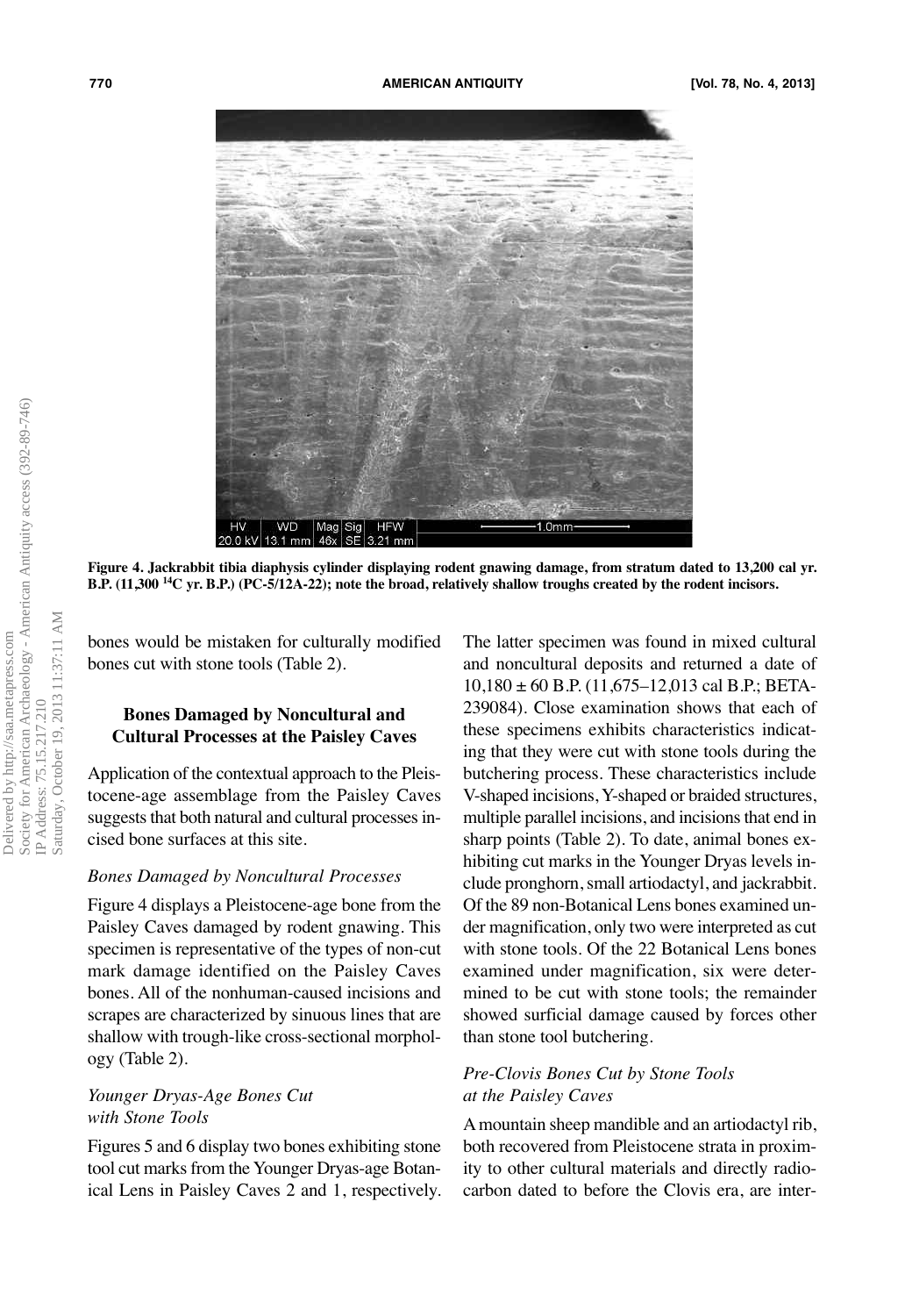HV WD Mag Sig HFW
20.0 kV 13.1 mm 46x SE 3.21 mm
1.0mm

**Figure 4. Jackrabbit tibia diaphysis cylinder displaying rodent gnawing damage, from stratum dated to 13,200 cal yr. B.P. (11,300 $^{14}$C yr. B.P.) (PC-5/12A-22); note the broad, relatively shallow troughs created by the rodent incisors.**

bones would be mistaken for culturally modified bones cut with stone tools (Table 2).

## Bones Damaged by Noncultural and Cultural Processes at the Paisley Caves

Application of the contextual approach to the Pleistocene-age assemblage from the Paisley Caves suggests that both natural and cultural processes incised bone surfaces at this site.

### *Bones Damaged by Noncultural Processes*

Figure 4 displays a Pleistocene-age bone from the Paisley Caves damaged by rodent gnawing. This specimen is representative of the types of non-cut mark damage identified on the Paisley Caves bones. All of the nonhuman-caused incisions and scrapes are characterized by sinuous lines that are shallow with trough-like cross-sectional morphology (Table 2).

### *Younger Dryas-Age Bones Cut with Stone Tools*

Figures 5 and 6 display two bones exhibiting stone tool cut marks from the Younger Dryas-age Botanical Lens in Paisley Caves 2 and 1, respectively. The latter specimen was found in mixed cultural and noncultural deposits and returned a date of 10,180 ± 60 B.P. (11,675–12,013 cal B.P.; BETA-239084). Close examination shows that each of these specimens exhibits characteristics indicating that they were cut with stone tools during the butchering process. These characteristics include V-shaped incisions, Y-shaped or braided structures, multiple parallel incisions, and incisions that end in sharp points (Table 2). To date, animal bones exhibiting cut marks in the Younger Dryas levels include pronghorn, small artiodactyl, and jackrabbit. Of the 89 non-Botanical Lens bones examined under magnification, only two were interpreted as cut with stone tools. Of the 22 Botanical Lens bones examined under magnification, six were determined to be cut with stone tools; the remainder showed surficial damage caused by forces other than stone tool butchering.

### *Pre-Clovis Bones Cut by Stone Tools at the Paisley Caves*

A mountain sheep mandible and an artiodactyl rib, both recovered from Pleistocene strata in proximity to other cultural materials and directly radiocarbon dated to before the Clovis era, are inter-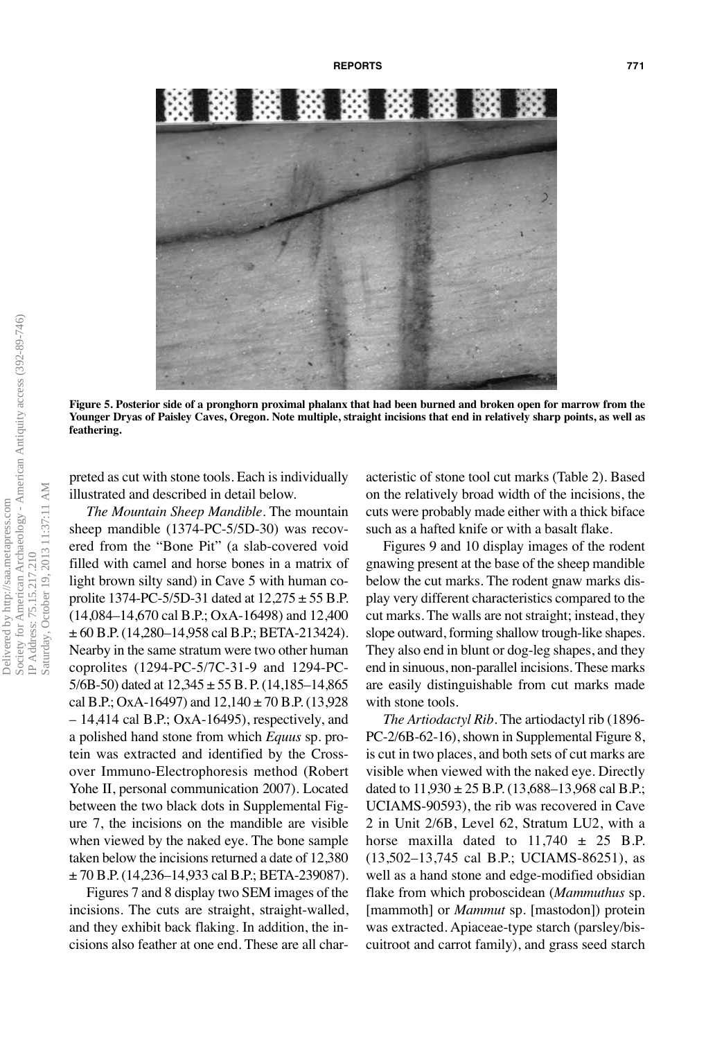**Figure 5. Posterior side of a pronghorn proximal phalanx that had been burned and broken open for marrow from the Younger Dryas of Paisley Caves, Oregon. Note multiple, straight incisions that end in relatively sharp points, as well as feathering.**

preted as cut with stone tools. Each is individually illustrated and described in detail below.

*The Mountain Sheep Mandible*. The mountain sheep mandible (1374-PC-5/5D-30) was recovered from the "Bone Pit" (a slab-covered void filled with camel and horse bones in a matrix of light brown silty sand) in Cave 5 with human coprolite 1374-PC-5/5D-31 dated at 12,275 ± 55 B.P. (14,084–14,670 cal B.P.; OxA-16498) and 12,400 ± 60 B.P. (14,280–14,958 cal B.P.; BETA-213424). Nearby in the same stratum were two other human coprolites (1294-PC-5/7C-31-9 and 1294-PC-5/6B-50) dated at 12,345 ± 55 B. P. (14,185–14,865 cal B.P.; OxA-16497) and 12,140 ± 70 B.P. (13,928 – 14,414 cal B.P.; OxA-16495), respectively, and a polished hand stone from which *Equus* sp. protein was extracted and identified by the Crossover Immuno-Electrophoresis method (Robert Yohe II, personal communication 2007). Located between the two black dots in Supplemental Figure 7, the incisions on the mandible are visible when viewed by the naked eye. The bone sample taken below the incisions returned a date of 12,380 ± 70 B.P. (14,236–14,933 cal B.P.; BETA-239087).

Figures 7 and 8 display two SEM images of the incisions. The cuts are straight, straight-walled, and they exhibit back flaking. In addition, the incisions also feather at one end. These are all characteristic of stone tool cut marks (Table 2). Based on the relatively broad width of the incisions, the cuts were probably made either with a thick biface such as a hafted knife or with a basalt flake.

Figures 9 and 10 display images of the rodent gnawing present at the base of the sheep mandible below the cut marks. The rodent gnaw marks display very different characteristics compared to the cut marks. The walls are not straight; instead, they slope outward, forming shallow trough-like shapes. They also end in blunt or dog-leg shapes, and they end in sinuous, non-parallel incisions. These marks are easily distinguishable from cut marks made with stone tools.

*The Artiodactyl Rib*. The artiodactyl rib (1896-PC-2/6B-62-16), shown in Supplemental Figure 8, is cut in two places, and both sets of cut marks are visible when viewed with the naked eye. Directly dated to 11,930 ± 25 B.P. (13,688–13,968 cal B.P.; UCIAMS-90593), the rib was recovered in Cave 2 in Unit 2/6B, Level 62, Stratum LU2, with a horse maxilla dated to 11,740 ± 25 B.P. (13,502–13,745 cal B.P.; UCIAMS-86251), as well as a hand stone and edge-modified obsidian flake from which proboscidean (*Mammuthus* sp. [mammoth] or *Mammut* sp. [mastodon]) protein was extracted. Apiaceae-type starch (parsley/biscuitroot and carrot family), and grass seed starch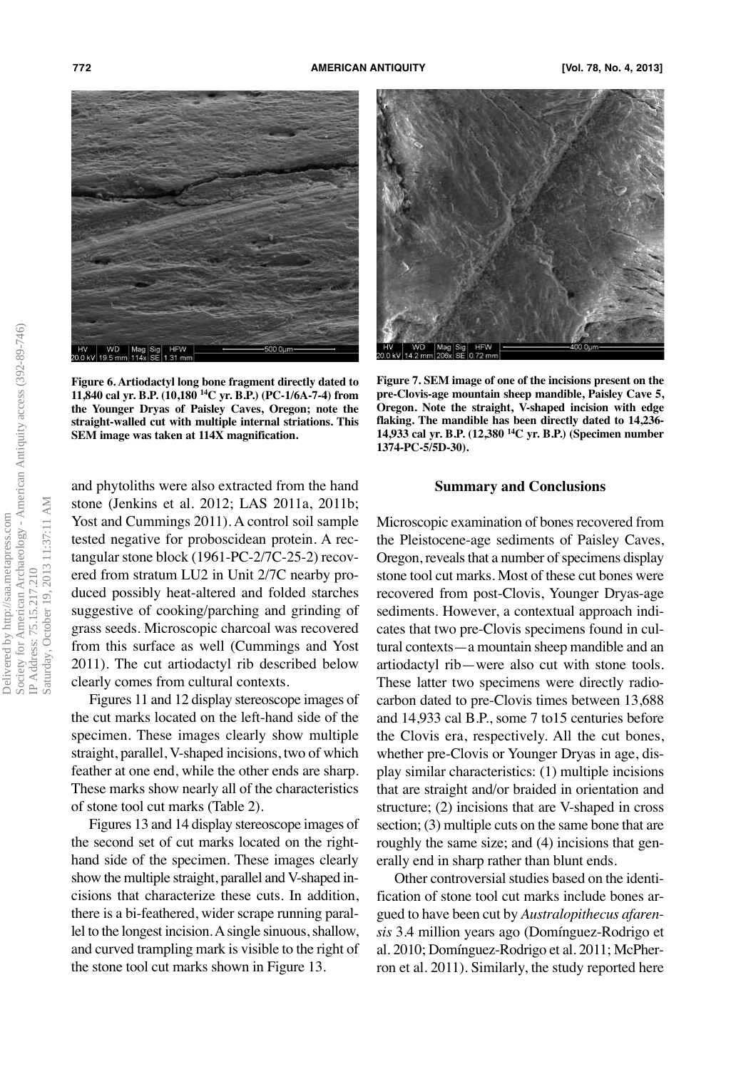Figure 6. Artiodactyl long bone fragment directly dated to 11,840 cal yr. B.P. (10,180 $^{14}C$ yr. B.P.) (PC-1/6A-7-4) from the Younger Dryas of Paisley Caves, Oregon; note the straight-walled cut with multiple internal striations. This SEM image was taken at 114X magnification.

Figure 7. SEM image of one of the incisions present on the pre-Clovis-age mountain sheep mandible, Paisley Cave 5, Oregon. Note the straight, V-shaped incision with edge flaking. The mandible has been directly dated to 14,236-14,933 cal yr. B.P. (12,380 $^{14}C$ yr. B.P.) (Specimen number 1374-PC-5/5D-30).

and phytoliths were also extracted from the hand stone (Jenkins et al. 2012; LAS 2011a, 2011b; Yost and Cummings 2011). A control soil sample tested negative for proboscidean protein. A rectangular stone block (1961-PC-2/7C-25-2) recovered from stratum LU2 in Unit 2/7C nearby produced possibly heat-altered and folded starches suggestive of cooking/parching and grinding of grass seeds. Microscopic charcoal was recovered from this surface as well (Cummings and Yost 2011). The cut artiodactyl rib described below clearly comes from cultural contexts.

Figures 11 and 12 display stereoscope images of the cut marks located on the left-hand side of the specimen. These images clearly show multiple straight, parallel, V-shaped incisions, two of which feather at one end, while the other ends are sharp. These marks show nearly all of the characteristics of stone tool cut marks (Table 2).

Figures 13 and 14 display stereoscope images of the second set of cut marks located on the right-hand side of the specimen. These images clearly show the multiple straight, parallel and V-shaped incisions that characterize these cuts. In addition, there is a bi-feathered, wider scrape running parallel to the longest incision. A single sinuous, shallow, and curved trampling mark is visible to the right of the stone tool cut marks shown in Figure 13.

## Summary and Conclusions

Microscopic examination of bones recovered from the Pleistocene-age sediments of Paisley Caves, Oregon, reveals that a number of specimens display stone tool cut marks. Most of these cut bones were recovered from post-Clovis, Younger Dryas-age sediments. However, a contextual approach indicates that two pre-Clovis specimens found in cultural contexts—a mountain sheep mandible and an artiodactyl rib—were also cut with stone tools. These latter two specimens were directly radiocarbon dated to pre-Clovis times between 13,688 and 14,933 cal B.P., some 7 to15 centuries before the Clovis era, respectively. All the cut bones, whether pre-Clovis or Younger Dryas in age, display similar characteristics: (1) multiple incisions that are straight and/or braided in orientation and structure; (2) incisions that are V-shaped in cross section; (3) multiple cuts on the same bone that are roughly the same size; and (4) incisions that generally end in sharp rather than blunt ends.

Other controversial studies based on the identification of stone tool cut marks include bones argued to have been cut by *Australopithecus afarensis* 3.4 million years ago (Domínguez-Rodrigo et al. 2010; Domínguez-Rodrigo et al. 2011; McPherron et al. 2011). Similarly, the study reported here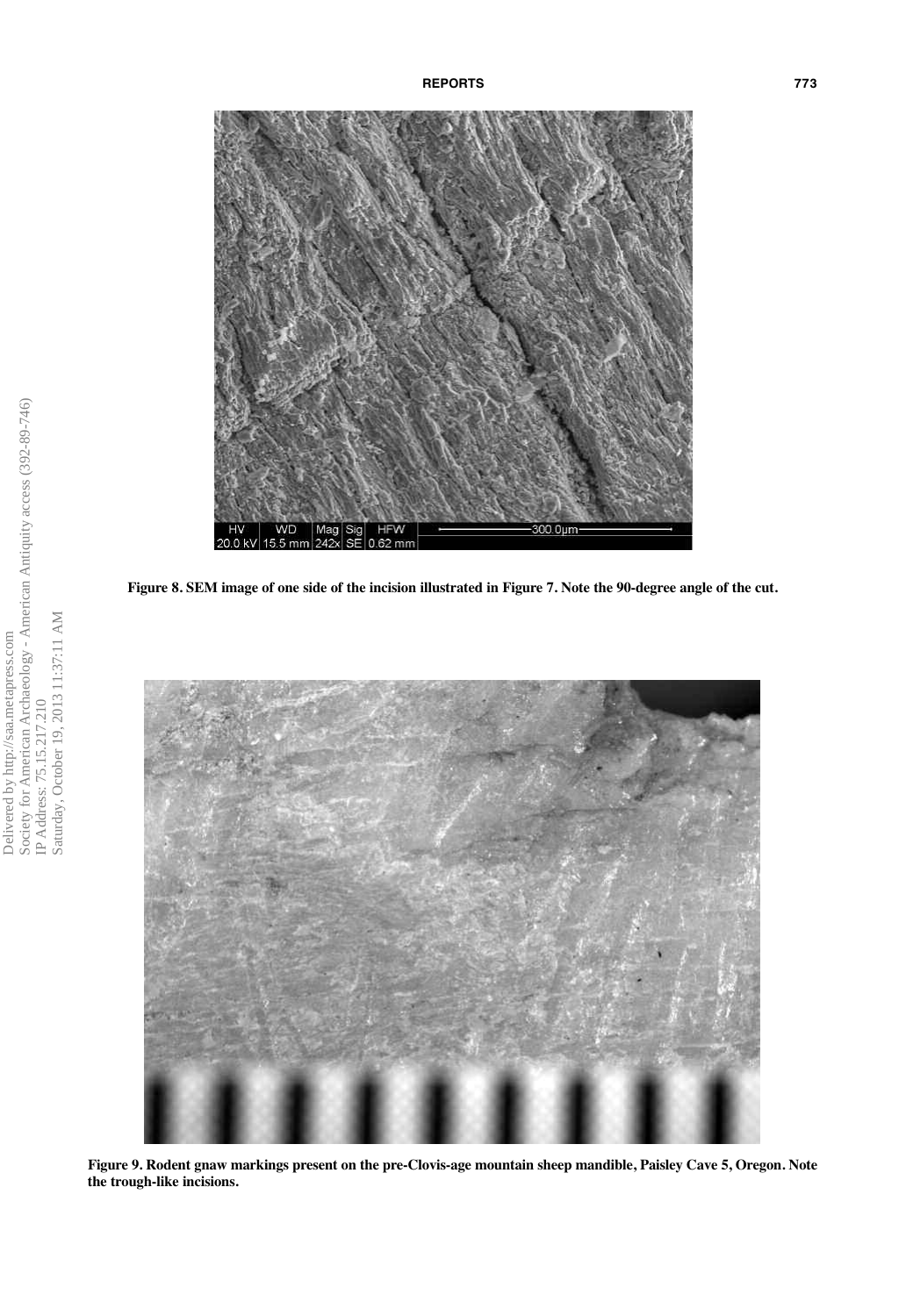Figure 8. SEM image of one side of the incision illustrated in Figure 7. Note the 90-degree angle of the cut.

Figure 9. Rodent gnaw markings present on the pre-Clovis-age mountain sheep mandible, Paisley Cave 5, Oregon. Note the trough-like incisions.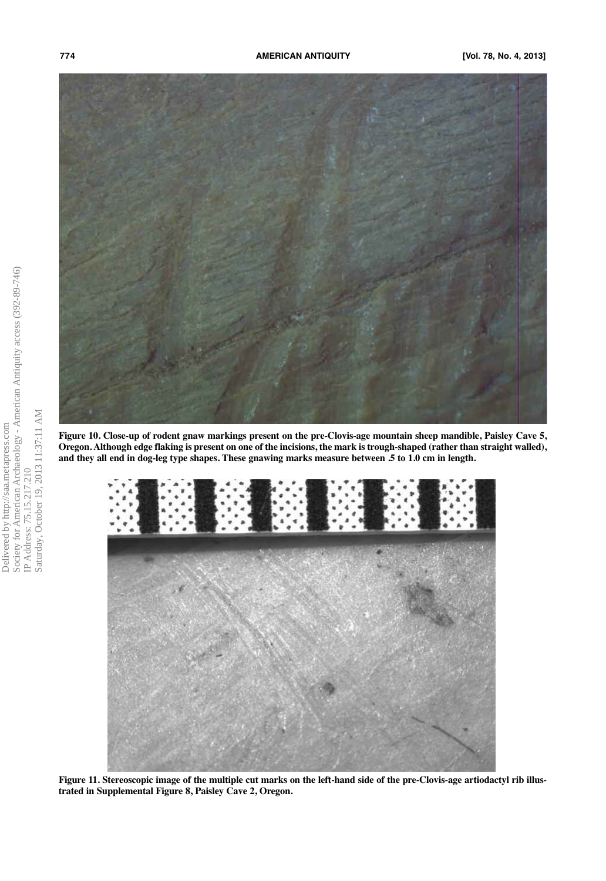Figure 10. Close-up of rodent gnaw markings present on the pre-Clovis-age mountain sheep mandible, Paisley Cave 5, Oregon. Although edge flaking is present on one of the incisions, the mark is trough-shaped (rather than straight walled), and they all end in dog-leg type shapes. These gnawing marks measure between .5 to 1.0 cm in length.

Figure 11. Stereoscopic image of the multiple cut marks on the left-hand side of the pre-Clovis-age artiodactyl rib illustrated in Supplemental Figure 8, Paisley Cave 2, Oregon.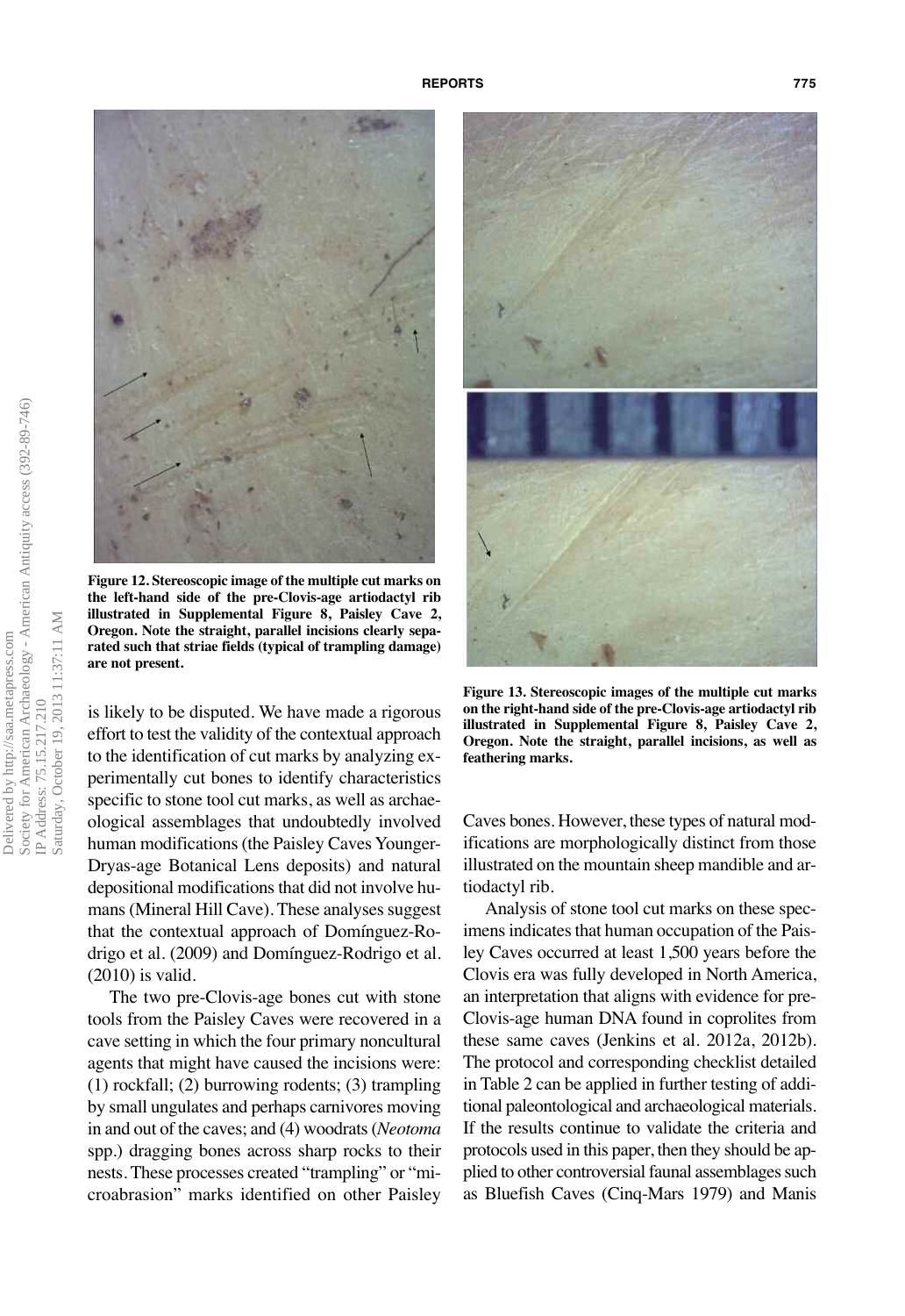**Figure 12. Stereoscopic image of the multiple cut marks on the left-hand side of the pre-Clovis-age artiodactyl rib illustrated in Supplemental Figure 8, Paisley Cave 2, Oregon. Note the straight, parallel incisions clearly separated such that striae fields (typical of trampling damage) are not present.**

**Figure 13. Stereoscopic images of the multiple cut marks on the right-hand side of the pre-Clovis-age artiodactyl rib illustrated in Supplemental Figure 8, Paisley Cave 2, Oregon. Note the straight, parallel incisions, as well as feathering marks.**

is likely to be disputed. We have made a rigorous effort to test the validity of the contextual approach to the identification of cut marks by analyzing experimentally cut bones to identify characteristics specific to stone tool cut marks, as well as archaeological assemblages that undoubtedly involved human modifications (the Paisley Caves Younger-Dryas-age Botanical Lens deposits) and natural depositional modifications that did not involve humans (Mineral Hill Cave). These analyses suggest that the contextual approach of Domínguez-Rodrigo et al. (2009) and Domínguez-Rodrigo et al. (2010) is valid.

The two pre-Clovis-age bones cut with stone tools from the Paisley Caves were recovered in a cave setting in which the four primary noncultural agents that might have caused the incisions were: (1) rockfall; (2) burrowing rodents; (3) trampling by small ungulates and perhaps carnivores moving in and out of the caves; and (4) woodrats (*Neotoma* spp.) dragging bones across sharp rocks to their nests. These processes created "trampling" or "microabrasion" marks identified on other Paisley Caves bones. However, these types of natural modifications are morphologically distinct from those illustrated on the mountain sheep mandible and artiodactyl rib.

Analysis of stone tool cut marks on these specimens indicates that human occupation of the Paisley Caves occurred at least 1,500 years before the Clovis era was fully developed in North America, an interpretation that aligns with evidence for pre-Clovis-age human DNA found in coprolites from these same caves (Jenkins et al. 2012a, 2012b). The protocol and corresponding checklist detailed in Table 2 can be applied in further testing of additional paleontological and archaeological materials. If the results continue to validate the criteria and protocols used in this paper, then they should be applied to other controversial faunal assemblages such as Bluefish Caves (Cinq-Mars 1979) and Manis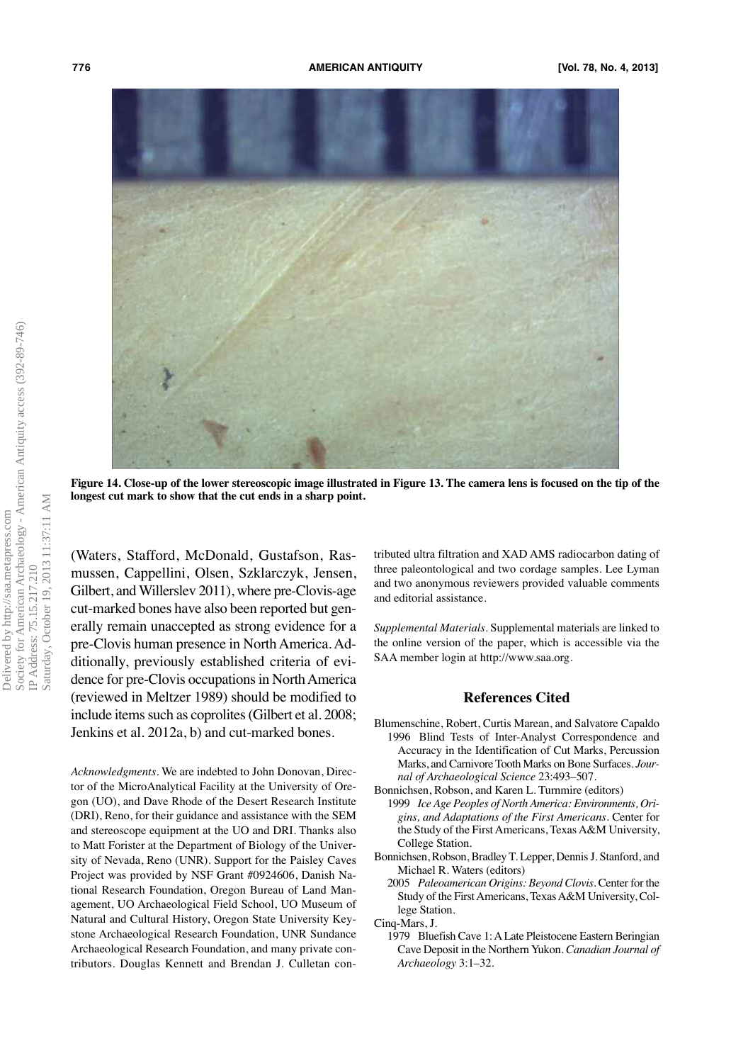Figure 14. Close-up of the lower stereoscopic image illustrated in Figure 13. The camera lens is focused on the tip of the longest cut mark to show that the cut ends in a sharp point.

(Waters, Stafford, McDonald, Gustafson, Rasmussen, Cappellini, Olsen, Szklarczyk, Jensen, Gilbert, and Willerslev 2011), where pre-Clovis-age cut-marked bones have also been reported but generally remain unaccepted as strong evidence for a pre-Clovis human presence in North America. Additionally, previously established criteria of evidence for pre-Clovis occupations in North America (reviewed in Meltzer 1989) should be modified to include items such as coprolites (Gilbert et al. 2008; Jenkins et al. 2012a, b) and cut-marked bones.

*Acknowledgments*. We are indebted to John Donovan, Director of the MicroAnalytical Facility at the University of Oregon (UO), and Dave Rhode of the Desert Research Institute (DRI), Reno, for their guidance and assistance with the SEM and stereoscope equipment at the UO and DRI. Thanks also to Matt Forister at the Department of Biology of the University of Nevada, Reno (UNR). Support for the Paisley Caves Project was provided by NSF Grant #0924606, Danish National Research Foundation, Oregon Bureau of Land Management, UO Archaeological Field School, UO Museum of Natural and Cultural History, Oregon State University Keystone Archaeological Research Foundation, UNR Sundance Archaeological Research Foundation, and many private contributors. Douglas Kennett and Brendan J. Culletan contributed ultra filtration and XAD AMS radiocarbon dating of three paleontological and two cordage samples. Lee Lyman and two anonymous reviewers provided valuable comments and editorial assistance.

*Supplemental Materials*. Supplemental materials are linked to the online version of the paper, which is accessible via the SAA member login at http://www.saa.org.

## References Cited

Blumenschine, Robert, Curtis Marean, and Salvatore Capaldo
1996 Blind Tests of Inter-Analyst Correspondence and Accuracy in the Identification of Cut Marks, Percussion Marks, and Carnivore Tooth Marks on Bone Surfaces. *Journal of Archaeological Science* 23:493–507.

Bonnichsen, Robson, and Karen L. Turnmire (editors)
1999 *Ice Age Peoples of North America: Environments, Origins, and Adaptations of the First Americans*. Center for the Study of the First Americans, Texas A&M University, College Station.

Bonnichsen, Robson, Bradley T. Lepper, Dennis J. Stanford, and Michael R. Waters (editors)
2005 *Paleoamerican Origins: Beyond Clovis*. Center for the Study of the First Americans, Texas A&M University, College Station.

Cinq-Mars, J.
1979 Bluefish Cave 1: A Late Pleistocene Eastern Beringian Cave Deposit in the Northern Yukon. *Canadian Journal of Archaeology* 3:1–32.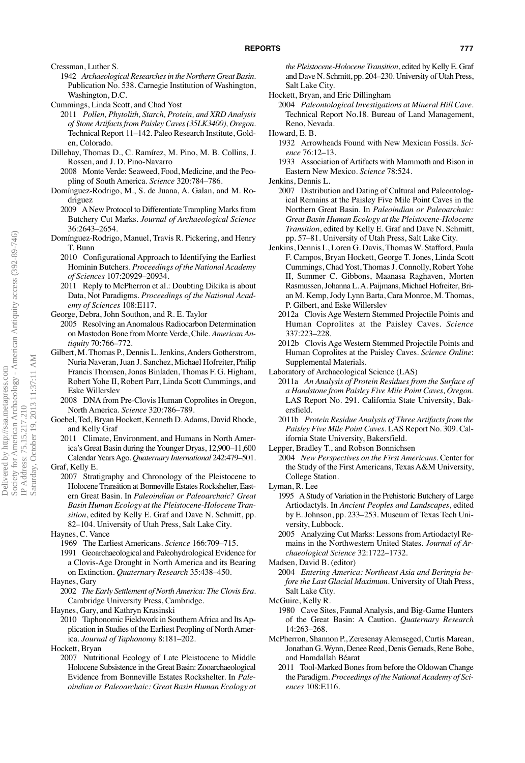Cressman, Luther S.

1942 *Archaeological Researches in the Northern Great Basin*. Publication No. 538. Carnegie Institution of Washington, Washington, D.C.

Cummings, Linda Scott, and Chad Yost

2011 *Pollen, Phytolith, Starch, Protein, and XRD Analysis of Stone Artifacts from Paisley Caves (35LK3400), Oregon*. Technical Report 11–142. Paleo Research Institute, Golden, Colorado.

Dillehay, Thomas D., C. Ramírez, M. Pino, M. B. Collins, J. Rossen, and J. D. Pino-Navarro

2008 Monte Verde: Seaweed, Food, Medicine, and the Peopling of South America. *Science* 320:784–786.

Domínguez-Rodrigo, M., S. de Juana, A. Galan, and M. Rodriguez

2009 A New Protocol to Differentiate Trampling Marks from Butchery Cut Marks. *Journal of Archaeological Science* 36:2643–2654.

Domínguez-Rodrigo, Manuel, Travis R. Pickering, and Henry T. Bunn

2010 Configurational Approach to Identifying the Earliest Hominin Butchers. *Proceedings of the National Academy of Sciences* 107:20929–20934.

2011 Reply to McPherron et al.: Doubting Dikika is about Data, Not Paradigms. *Proceedings of the National Academy of Sciences* 108:E117.

George, Debra, John Southon, and R. E. Taylor

2005 Resolving an Anomalous Radiocarbon Determination on Mastodon Bone from Monte Verde, Chile. *American Antiquity* 70:766–772.

Gilbert, M. Thomas P., Dennis L. Jenkins, Anders Gotherstrom, Nuria Naveran, Juan J. Sanchez, Michael Hofreiter, Philip Francis Thomsen, Jonas Binladen, Thomas F. G. Higham, Robert Yohe II, Robert Parr, Linda Scott Cummings, and Eske Willerslev

2008 DNA from Pre-Clovis Human Coprolites in Oregon, North America. *Science* 320:786–789.

Goebel, Ted, Bryan Hockett, Kenneth D. Adams, David Rhode, and Kelly Graf

2011 Climate, Environment, and Humans in North America's Great Basin during the Younger Dryas, 12,900–11,600 Calendar Years Ago. *Quaternary International* 242:479–501.

Graf, Kelly E.

2007 Stratigraphy and Chronology of the Pleistocene to Holocene Transition at Bonneville Estates Rockshelter, Eastern Great Basin. In *Paleoindian or Paleoarchaic? Great Basin Human Ecology at the Pleistocene-Holocene Transition*, edited by Kelly E. Graf and Dave N. Schmitt, pp. 82–104. University of Utah Press, Salt Lake City.

Haynes, C. Vance

1969 The Earliest Americans. *Science* 166:709–715.

1991 Geoarchaeological and Paleohydrological Evidence for a Clovis-Age Drought in North America and its Bearing on Extinction. *Quaternary Research* 35:438–450.

Haynes, Gary

2002 *The Early Settlement of North America: The Clovis Era*. Cambridge University Press, Cambridge.

Haynes, Gary, and Kathryn Krasinski

2010 Taphonomic Fieldwork in Southern Africa and Its Application in Studies of the Earliest Peopling of North America. *Journal of Taphonomy* 8:181–202.

Hockett, Bryan

2007 Nutritional Ecology of Late Pleistocene to Middle Holocene Subsistence in the Great Basin: Zooarchaeological Evidence from Bonneville Estates Rockshelter. In *Paleoindian or Paleoarchaic: Great Basin Human Ecology at the Pleistocene-Holocene Transition*, edited by Kelly E. Graf and Dave N. Schmitt, pp. 204–230. University of Utah Press, Salt Lake City.

Hockett, Bryan, and Eric Dillingham

2004 *Paleontological Investigations at Mineral Hill Cave*. Technical Report No.18. Bureau of Land Management, Reno, Nevada.

Howard, E. B.

1932 Arrowheads Found with New Mexican Fossils. *Science* 76:12–13.

1933 Association of Artifacts with Mammoth and Bison in Eastern New Mexico. *Science* 78:524.

Jenkins, Dennis L.

2007 Distribution and Dating of Cultural and Paleontological Remains at the Paisley Five Mile Point Caves in the Northern Great Basin. In *Paleoindian or Paleoarchaic: Great Basin Human Ecology at the Pleistocene-Holocene Transition*, edited by Kelly E. Graf and Dave N. Schmitt, pp. 57–81. University of Utah Press, Salt Lake City.

Jenkins, Dennis L, Loren G. Davis, Thomas W. Stafford, Paula F. Campos, Bryan Hockett, George T. Jones, Linda Scott Cummings, Chad Yost, Thomas J. Connolly, Robert Yohe II, Summer C. Gibbons, Maanasa Raghaven, Morten Rasmussen, Johanna L. A. Paijmans, Michael Hofreiter, Brian M. Kemp, Jody Lynn Barta, Cara Monroe, M. Thomas, P. Gilbert, and Eske Willerslev

2012a Clovis Age Western Stemmed Projectile Points and Human Coprolites at the Paisley Caves. *Science* 337:223–228.

2012b Clovis Age Western Stemmed Projectile Points and Human Coprolites at the Paisley Caves. *Science Online*: Supplemental Materials.

Laboratory of Archaeological Science (LAS)

2011a *An Analysis of Protein Residues from the Surface of a Handstone from Paisley Five Mile Point Caves, Oregon*. LAS Report No. 291. California State University, Bakersfield.

2011b *Protein Residue Analysis of Three Artifacts from the Paisley Five Mile Point Caves*. LAS Report No. 309. California State University, Bakersfield.

Lepper, Bradley T., and Robson Bonnichsen

2004 *New Perspectives on the First Americans*. Center for the Study of the First Americans, Texas A&M University, College Station.

Lyman, R. Lee

1995 A Study of Variation in the Prehistoric Butchery of Large Artiodactyls. In *Ancient Peoples and Landscapes*, edited by E. Johnson, pp. 233–253. Museum of Texas Tech University, Lubbock.

2005 Analyzing Cut Marks: Lessons from Artiodactyl Remains in the Northwestern United States. *Journal of Archaeological Science* 32:1722–1732.

Madsen, David B. (editor)

2004 *Entering America: Northeast Asia and Beringia before the Last Glacial Maximum*. University of Utah Press, Salt Lake City.

McGuire, Kelly R.

1980 Cave Sites, Faunal Analysis, and Big-Game Hunters of the Great Basin: A Caution. *Quaternary Research* 14:263–268.

McPherron, Shannon P., Zeresenay Alemseged, Curtis Marean, Jonathan G. Wynn, Denee Reed, Denis Geraads, Rene Bobe, and Hamdallah Béarat

2011 Tool-Marked Bones from before the Oldowan Change the Paradigm. *Proceedings of the National Academy of Sciences* 108:E116.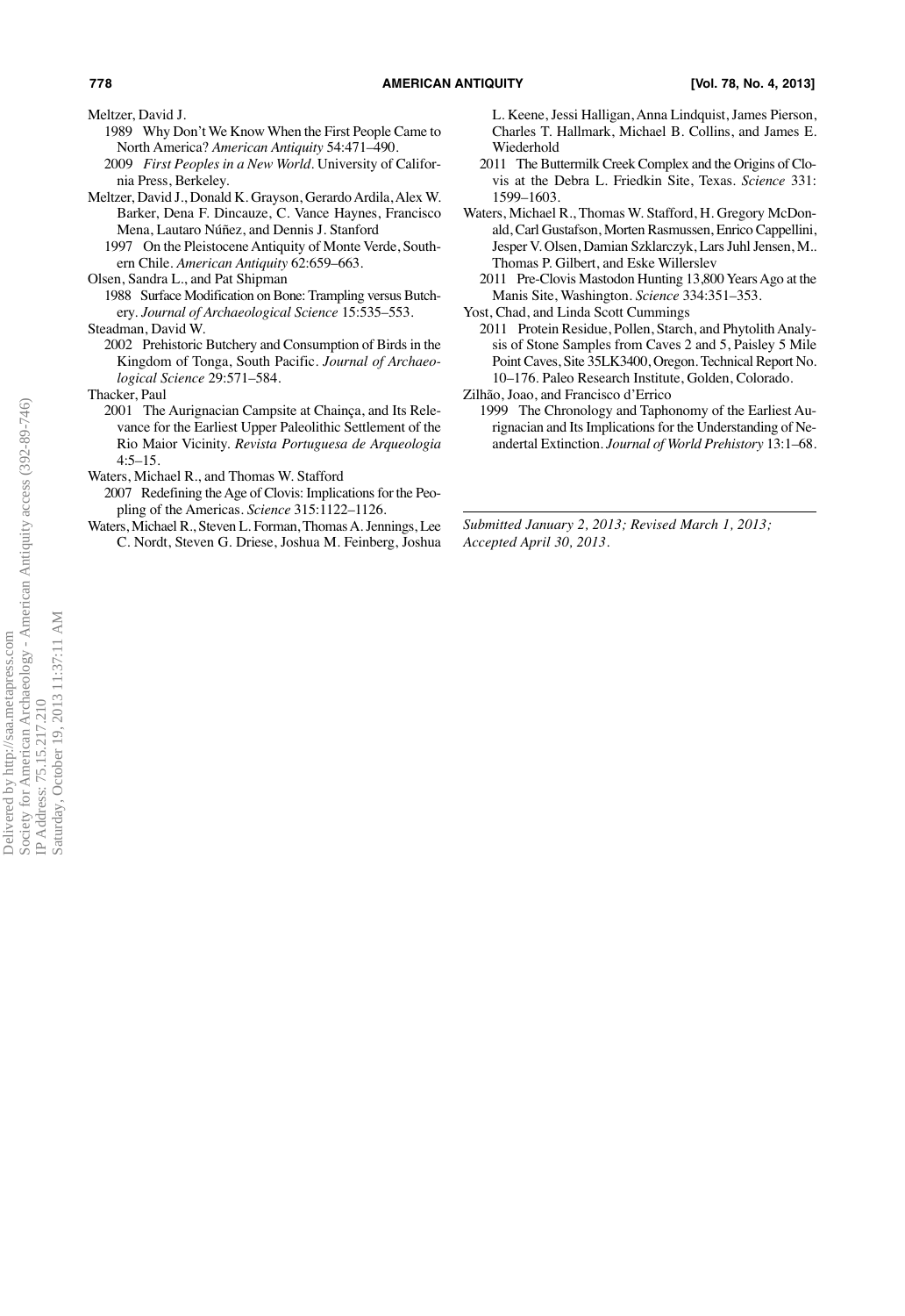Meltzer, David J.

1989 Why Don't We Know When the First People Came to North America? *American Antiquity* 54:471–490.

2009 *First Peoples in a New World*. University of California Press, Berkeley.

Meltzer, David J., Donald K. Grayson, Gerardo Ardila, Alex W. Barker, Dena F. Dincauze, C. Vance Haynes, Francisco Mena, Lautaro Núñez, and Dennis J. Stanford

1997 On the Pleistocene Antiquity of Monte Verde, Southern Chile. *American Antiquity* 62:659–663.

Olsen, Sandra L., and Pat Shipman

1988 Surface Modification on Bone: Trampling versus Butchery. *Journal of Archaeological Science* 15:535–553.

Steadman, David W.

2002 Prehistoric Butchery and Consumption of Birds in the Kingdom of Tonga, South Pacific. *Journal of Archaeological Science* 29:571–584.

Thacker, Paul

2001 The Aurignacian Campsite at Chainça, and Its Relevance for the Earliest Upper Paleolithic Settlement of the Rio Maior Vicinity. *Revista Portuguesa de Arqueologia* 4:5–15.

Waters, Michael R., and Thomas W. Stafford

2007 Redefining the Age of Clovis: Implications for the Peopling of the Americas. *Science* 315:1122–1126.

Waters, Michael R., Steven L. Forman, Thomas A. Jennings, Lee C. Nordt, Steven G. Driese, Joshua M. Feinberg, Joshua L. Keene, Jessi Halligan, Anna Lindquist, James Pierson, Charles T. Hallmark, Michael B. Collins, and James E. Wiederhold

2011 The Buttermilk Creek Complex and the Origins of Clovis at the Debra L. Friedkin Site, Texas. *Science* 331: 1599–1603.

Waters, Michael R., Thomas W. Stafford, H. Gregory McDonald, Carl Gustafson, Morten Rasmussen, Enrico Cappellini, Jesper V. Olsen, Damian Szklarczyk, Lars Juhl Jensen, M.. Thomas P. Gilbert, and Eske Willerslev

2011 Pre-Clovis Mastodon Hunting 13,800 Years Ago at the Manis Site, Washington. *Science* 334:351–353.

Yost, Chad, and Linda Scott Cummings

2011 Protein Residue, Pollen, Starch, and Phytolith Analysis of Stone Samples from Caves 2 and 5, Paisley 5 Mile Point Caves, Site 35LK3400, Oregon. Technical Report No. 10–176. Paleo Research Institute, Golden, Colorado.

Zilhão, Joao, and Francisco d'Errico

1999 The Chronology and Taphonomy of the Earliest Aurignacian and Its Implications for the Understanding of Neandertal Extinction. *Journal of World Prehistory* 13:1–68.

---

*Submitted January 2, 2013; Revised March 1, 2013; Accepted April 30, 2013.*